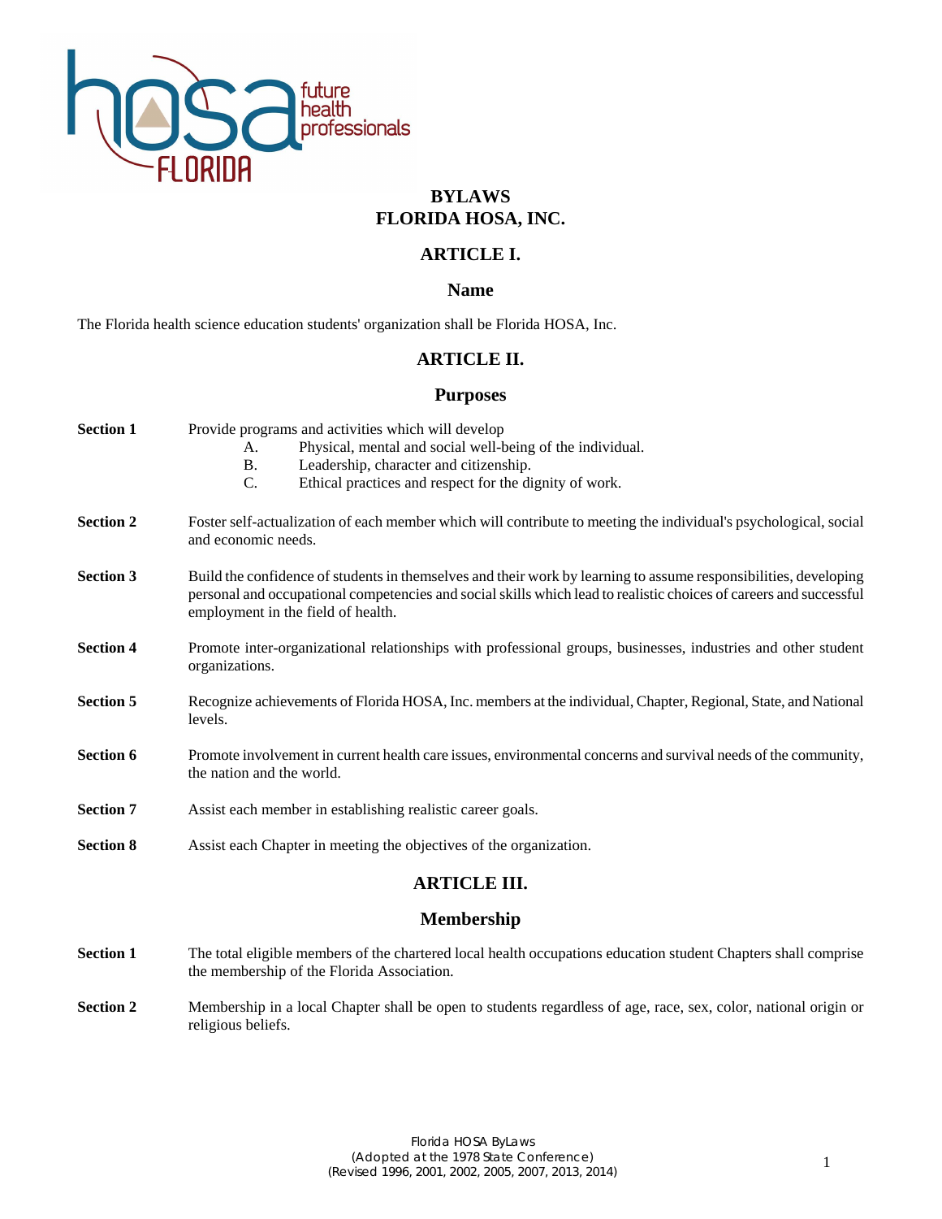# BYLAWS
# FLORIDA HOSA, INC.

## ARTICLE I.

### Name

The Florida health science education students' organization shall be Florida HOSA, Inc.

## ARTICLE II.

### Purposes

**Section 1** Provide programs and activities which will develop

A. Physical, mental and social well-being of the individual.
B. Leadership, character and citizenship.
C. Ethical practices and respect for the dignity of work.

**Section 2** Foster self-actualization of each member which will contribute to meeting the individual's psychological, social and economic needs.

**Section 3** Build the confidence of students in themselves and their work by learning to assume responsibilities, developing personal and occupational competencies and social skills which lead to realistic choices of careers and successful employment in the field of health.

**Section 4** Promote inter-organizational relationships with professional groups, businesses, industries and other student organizations.

**Section 5** Recognize achievements of Florida HOSA, Inc. members at the individual, Chapter, Regional, State, and National levels.

**Section 6** Promote involvement in current health care issues, environmental concerns and survival needs of the community, the nation and the world.

**Section 7** Assist each member in establishing realistic career goals.

**Section 8** Assist each Chapter in meeting the objectives of the organization.

## ARTICLE III.

### Membership

**Section 1** The total eligible members of the chartered local health occupations education student Chapters shall comprise the membership of the Florida Association.

**Section 2** Membership in a local Chapter shall be open to students regardless of age, race, sex, color, national origin or religious beliefs.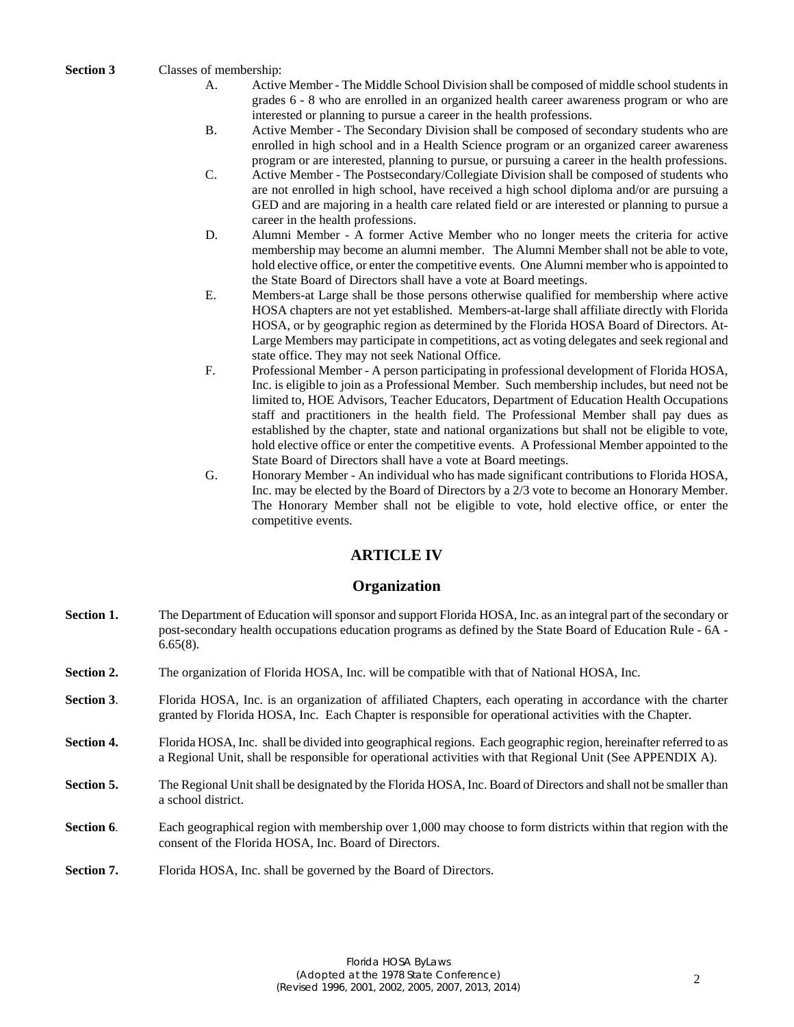**Section 3** Classes of membership:

A. Active Member - The Middle School Division shall be composed of middle school students in grades 6 - 8 who are enrolled in an organized health career awareness program or who are interested or planning to pursue a career in the health professions.

B. Active Member - The Secondary Division shall be composed of secondary students who are enrolled in high school and in a Health Science program or an organized career awareness program or are interested, planning to pursue, or pursuing a career in the health professions.

C. Active Member - The Postsecondary/Collegiate Division shall be composed of students who are not enrolled in high school, have received a high school diploma and/or are pursuing a GED and are majoring in a health care related field or are interested or planning to pursue a career in the health professions.

D. Alumni Member - A former Active Member who no longer meets the criteria for active membership may become an alumni member. The Alumni Member shall not be able to vote, hold elective office, or enter the competitive events. One Alumni member who is appointed to the State Board of Directors shall have a vote at Board meetings.

E. Members-at Large shall be those persons otherwise qualified for membership where active HOSA chapters are not yet established. Members-at-large shall affiliate directly with Florida HOSA, or by geographic region as determined by the Florida HOSA Board of Directors. At-Large Members may participate in competitions, act as voting delegates and seek regional and state office. They may not seek National Office.

F. Professional Member - A person participating in professional development of Florida HOSA, Inc. is eligible to join as a Professional Member. Such membership includes, but need not be limited to, HOE Advisors, Teacher Educators, Department of Education Health Occupations staff and practitioners in the health field. The Professional Member shall pay dues as established by the chapter, state and national organizations but shall not be eligible to vote, hold elective office or enter the competitive events. A Professional Member appointed to the State Board of Directors shall have a vote at Board meetings.

G. Honorary Member - An individual who has made significant contributions to Florida HOSA, Inc. may be elected by the Board of Directors by a 2/3 vote to become an Honorary Member. The Honorary Member shall not be eligible to vote, hold elective office, or enter the competitive events.

## ARTICLE IV

## Organization

**Section 1.** The Department of Education will sponsor and support Florida HOSA, Inc. as an integral part of the secondary or post-secondary health occupations education programs as defined by the State Board of Education Rule - 6A - 6.65(8).

**Section 2.** The organization of Florida HOSA, Inc. will be compatible with that of National HOSA, Inc.

**Section 3**. Florida HOSA, Inc. is an organization of affiliated Chapters, each operating in accordance with the charter granted by Florida HOSA, Inc. Each Chapter is responsible for operational activities with the Chapter.

**Section 4.** Florida HOSA, Inc. shall be divided into geographical regions. Each geographic region, hereinafter referred to as a Regional Unit, shall be responsible for operational activities with that Regional Unit (See APPENDIX A).

**Section 5.** The Regional Unit shall be designated by the Florida HOSA, Inc. Board of Directors and shall not be smaller than a school district.

**Section 6**. Each geographical region with membership over 1,000 may choose to form districts within that region with the consent of the Florida HOSA, Inc. Board of Directors.

**Section 7.** Florida HOSA, Inc. shall be governed by the Board of Directors.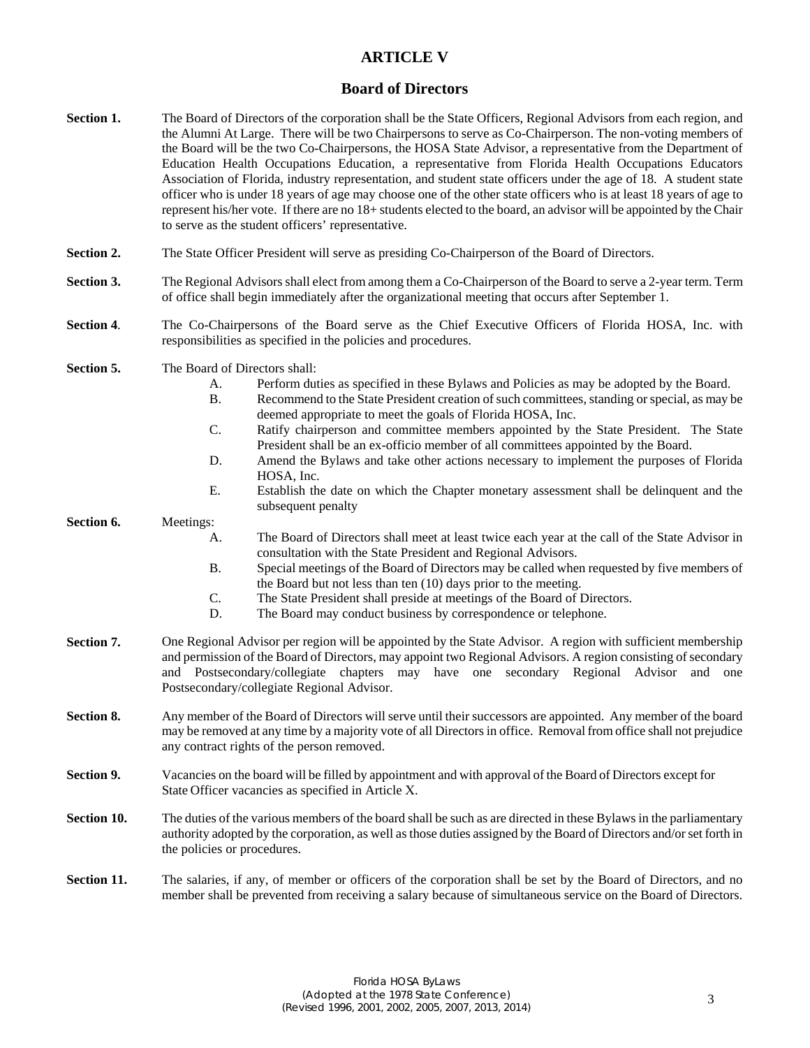# ARTICLE V

## Board of Directors

**Section 1.** The Board of Directors of the corporation shall be the State Officers, Regional Advisors from each region, and the Alumni At Large. There will be two Chairpersons to serve as Co-Chairperson. The non-voting members of the Board will be the two Co-Chairpersons, the HOSA State Advisor, a representative from the Department of Education Health Occupations Education, a representative from Florida Health Occupations Educators Association of Florida, industry representation, and student state officers under the age of 18. A student state officer who is under 18 years of age may choose one of the other state officers who is at least 18 years of age to represent his/her vote. If there are no 18+ students elected to the board, an advisor will be appointed by the Chair to serve as the student officers' representative.

**Section 2.** The State Officer President will serve as presiding Co-Chairperson of the Board of Directors.

**Section 3.** The Regional Advisors shall elect from among them a Co-Chairperson of the Board to serve a 2-year term. Term of office shall begin immediately after the organizational meeting that occurs after September 1.

**Section 4**. The Co-Chairpersons of the Board serve as the Chief Executive Officers of Florida HOSA, Inc. with responsibilities as specified in the policies and procedures.

**Section 5.** The Board of Directors shall:

A. Perform duties as specified in these Bylaws and Policies as may be adopted by the Board.

B. Recommend to the State President creation of such committees, standing or special, as may be deemed appropriate to meet the goals of Florida HOSA, Inc.

C. Ratify chairperson and committee members appointed by the State President. The State President shall be an ex-officio member of all committees appointed by the Board.

D. Amend the Bylaws and take other actions necessary to implement the purposes of Florida HOSA, Inc.

E. Establish the date on which the Chapter monetary assessment shall be delinquent and the subsequent penalty

**Section 6.** Meetings:

A. The Board of Directors shall meet at least twice each year at the call of the State Advisor in consultation with the State President and Regional Advisors.

B. Special meetings of the Board of Directors may be called when requested by five members of the Board but not less than ten (10) days prior to the meeting.

C. The State President shall preside at meetings of the Board of Directors.

D. The Board may conduct business by correspondence or telephone.

**Section 7.** One Regional Advisor per region will be appointed by the State Advisor. A region with sufficient membership and permission of the Board of Directors, may appoint two Regional Advisors. A region consisting of secondary and Postsecondary/collegiate chapters may have one secondary Regional Advisor and one Postsecondary/collegiate Regional Advisor.

**Section 8.** Any member of the Board of Directors will serve until their successors are appointed. Any member of the board may be removed at any time by a majority vote of all Directors in office. Removal from office shall not prejudice any contract rights of the person removed.

**Section 9.** Vacancies on the board will be filled by appointment and with approval of the Board of Directors except for State Officer vacancies as specified in Article X.

**Section 10.** The duties of the various members of the board shall be such as are directed in these Bylaws in the parliamentary authority adopted by the corporation, as well as those duties assigned by the Board of Directors and/or set forth in the policies or procedures.

**Section 11.** The salaries, if any, of member or officers of the corporation shall be set by the Board of Directors, and no member shall be prevented from receiving a salary because of simultaneous service on the Board of Directors.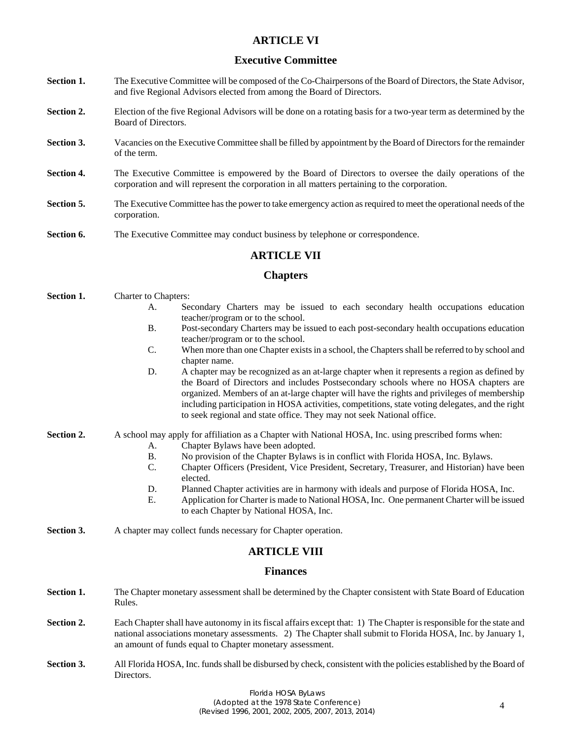## ARTICLE VI

### Executive Committee

**Section 1.** The Executive Committee will be composed of the Co-Chairpersons of the Board of Directors, the State Advisor, and five Regional Advisors elected from among the Board of Directors.

**Section 2.** Election of the five Regional Advisors will be done on a rotating basis for a two-year term as determined by the Board of Directors.

**Section 3.** Vacancies on the Executive Committee shall be filled by appointment by the Board of Directors for the remainder of the term.

**Section 4.** The Executive Committee is empowered by the Board of Directors to oversee the daily operations of the corporation and will represent the corporation in all matters pertaining to the corporation.

**Section 5.** The Executive Committee has the power to take emergency action as required to meet the operational needs of the corporation.

**Section 6.** The Executive Committee may conduct business by telephone or correspondence.

## ARTICLE VII

### Chapters

**Section 1.** Charter to Chapters:

- A. Secondary Charters may be issued to each secondary health occupations education teacher/program or to the school.
- B. Post-secondary Charters may be issued to each post-secondary health occupations education teacher/program or to the school.
- C. When more than one Chapter exists in a school, the Chapters shall be referred to by school and chapter name.
- D. A chapter may be recognized as an at-large chapter when it represents a region as defined by the Board of Directors and includes Postsecondary schools where no HOSA chapters are organized. Members of an at-large chapter will have the rights and privileges of membership including participation in HOSA activities, competitions, state voting delegates, and the right to seek regional and state office. They may not seek National office.

**Section 2.** A school may apply for affiliation as a Chapter with National HOSA, Inc. using prescribed forms when:

- A. Chapter Bylaws have been adopted.
- B. No provision of the Chapter Bylaws is in conflict with Florida HOSA, Inc. Bylaws.
- C. Chapter Officers (President, Vice President, Secretary, Treasurer, and Historian) have been elected.
- D. Planned Chapter activities are in harmony with ideals and purpose of Florida HOSA, Inc.
- E. Application for Charter is made to National HOSA, Inc. One permanent Charter will be issued to each Chapter by National HOSA, Inc.

**Section 3.** A chapter may collect funds necessary for Chapter operation.

## ARTICLE VIII

### Finances

**Section 1.** The Chapter monetary assessment shall be determined by the Chapter consistent with State Board of Education Rules.

**Section 2.** Each Chapter shall have autonomy in its fiscal affairs except that: 1) The Chapter is responsible for the state and national associations monetary assessments. 2) The Chapter shall submit to Florida HOSA, Inc. by January 1, an amount of funds equal to Chapter monetary assessment.

**Section 3.** All Florida HOSA, Inc. funds shall be disbursed by check, consistent with the policies established by the Board of Directors.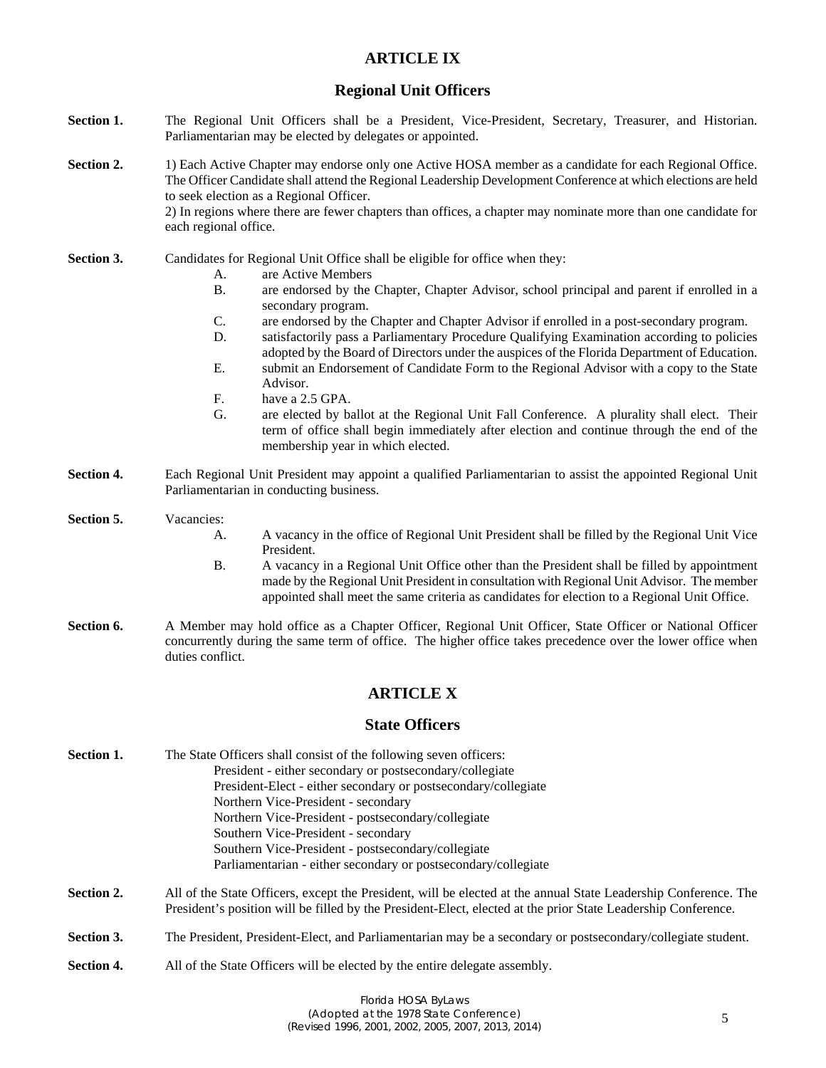## ARTICLE IX

### Regional Unit Officers

**Section 1.** The Regional Unit Officers shall be a President, Vice-President, Secretary, Treasurer, and Historian. Parliamentarian may be elected by delegates or appointed.

**Section 2.** 1) Each Active Chapter may endorse only one Active HOSA member as a candidate for each Regional Office. The Officer Candidate shall attend the Regional Leadership Development Conference at which elections are held to seek election as a Regional Officer.
2) In regions where there are fewer chapters than offices, a chapter may nominate more than one candidate for each regional office.

**Section 3.** Candidates for Regional Unit Office shall be eligible for office when they:

- A. are Active Members
- B. are endorsed by the Chapter, Chapter Advisor, school principal and parent if enrolled in a secondary program.
- C. are endorsed by the Chapter and Chapter Advisor if enrolled in a post-secondary program.
- D. satisfactorily pass a Parliamentary Procedure Qualifying Examination according to policies adopted by the Board of Directors under the auspices of the Florida Department of Education.
- E. submit an Endorsement of Candidate Form to the Regional Advisor with a copy to the State Advisor.
- F. have a 2.5 GPA.
- G. are elected by ballot at the Regional Unit Fall Conference. A plurality shall elect. Their term of office shall begin immediately after election and continue through the end of the membership year in which elected.

**Section 4.** Each Regional Unit President may appoint a qualified Parliamentarian to assist the appointed Regional Unit Parliamentarian in conducting business.

**Section 5.** Vacancies:

- A. A vacancy in the office of Regional Unit President shall be filled by the Regional Unit Vice President.
- B. A vacancy in a Regional Unit Office other than the President shall be filled by appointment made by the Regional Unit President in consultation with Regional Unit Advisor. The member appointed shall meet the same criteria as candidates for election to a Regional Unit Office.

**Section 6.** A Member may hold office as a Chapter Officer, Regional Unit Officer, State Officer or National Officer concurrently during the same term of office. The higher office takes precedence over the lower office when duties conflict.

## ARTICLE X

### State Officers

**Section 1.** The State Officers shall consist of the following seven officers:

- President - either secondary or postsecondary/collegiate
- President-Elect - either secondary or postsecondary/collegiate
- Northern Vice-President - secondary
- Northern Vice-President - postsecondary/collegiate
- Southern Vice-President - secondary
- Southern Vice-President - postsecondary/collegiate
- Parliamentarian - either secondary or postsecondary/collegiate

**Section 2.** All of the State Officers, except the President, will be elected at the annual State Leadership Conference. The President's position will be filled by the President-Elect, elected at the prior State Leadership Conference.

**Section 3.** The President, President-Elect, and Parliamentarian may be a secondary or postsecondary/collegiate student.

**Section 4.** All of the State Officers will be elected by the entire delegate assembly.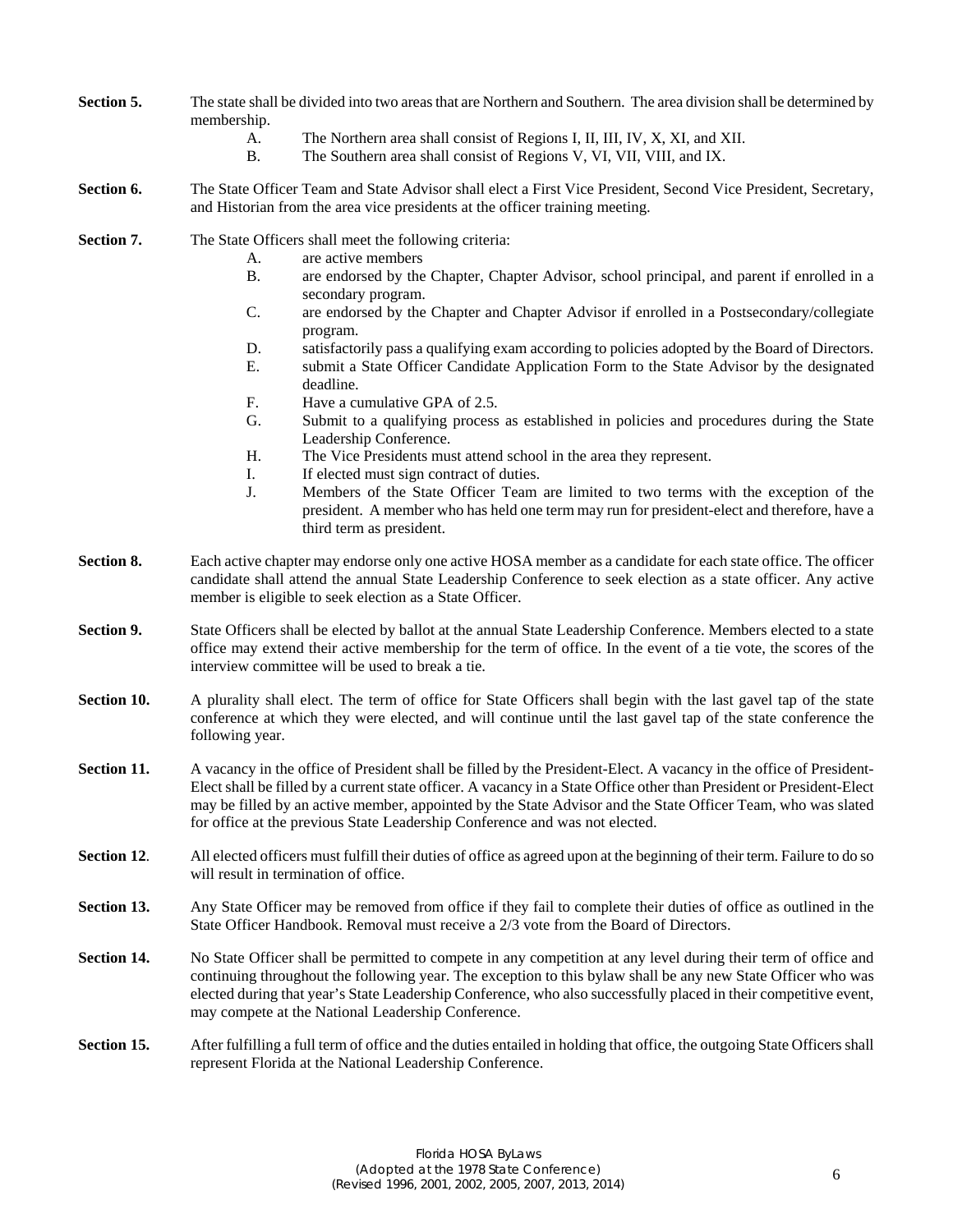**Section 5.** The state shall be divided into two areas that are Northern and Southern. The area division shall be determined by membership.

- A. The Northern area shall consist of Regions I, II, III, IV, X, XI, and XII.
- B. The Southern area shall consist of Regions V, VI, VII, VIII, and IX.

**Section 6.** The State Officer Team and State Advisor shall elect a First Vice President, Second Vice President, Secretary, and Historian from the area vice presidents at the officer training meeting.

**Section 7.** The State Officers shall meet the following criteria:

- A. are active members
- B. are endorsed by the Chapter, Chapter Advisor, school principal, and parent if enrolled in a secondary program.
- C. are endorsed by the Chapter and Chapter Advisor if enrolled in a Postsecondary/collegiate program.
- D. satisfactorily pass a qualifying exam according to policies adopted by the Board of Directors.
- E. submit a State Officer Candidate Application Form to the State Advisor by the designated deadline.
- F. Have a cumulative GPA of 2.5.
- G. Submit to a qualifying process as established in policies and procedures during the State Leadership Conference.
- H. The Vice Presidents must attend school in the area they represent.
- I. If elected must sign contract of duties.
- J. Members of the State Officer Team are limited to two terms with the exception of the president. A member who has held one term may run for president-elect and therefore, have a third term as president.

**Section 8.** Each active chapter may endorse only one active HOSA member as a candidate for each state office. The officer candidate shall attend the annual State Leadership Conference to seek election as a state officer. Any active member is eligible to seek election as a State Officer.

**Section 9.** State Officers shall be elected by ballot at the annual State Leadership Conference. Members elected to a state office may extend their active membership for the term of office. In the event of a tie vote, the scores of the interview committee will be used to break a tie.

**Section 10.** A plurality shall elect. The term of office for State Officers shall begin with the last gavel tap of the state conference at which they were elected, and will continue until the last gavel tap of the state conference the following year.

**Section 11.** A vacancy in the office of President shall be filled by the President-Elect. A vacancy in the office of President-Elect shall be filled by a current state officer. A vacancy in a State Office other than President or President-Elect may be filled by an active member, appointed by the State Advisor and the State Officer Team, who was slated for office at the previous State Leadership Conference and was not elected.

**Section 12**. All elected officers must fulfill their duties of office as agreed upon at the beginning of their term. Failure to do so will result in termination of office.

**Section 13.** Any State Officer may be removed from office if they fail to complete their duties of office as outlined in the State Officer Handbook. Removal must receive a 2/3 vote from the Board of Directors.

**Section 14.** No State Officer shall be permitted to compete in any competition at any level during their term of office and continuing throughout the following year. The exception to this bylaw shall be any new State Officer who was elected during that year's State Leadership Conference, who also successfully placed in their competitive event, may compete at the National Leadership Conference.

**Section 15.** After fulfilling a full term of office and the duties entailed in holding that office, the outgoing State Officers shall represent Florida at the National Leadership Conference.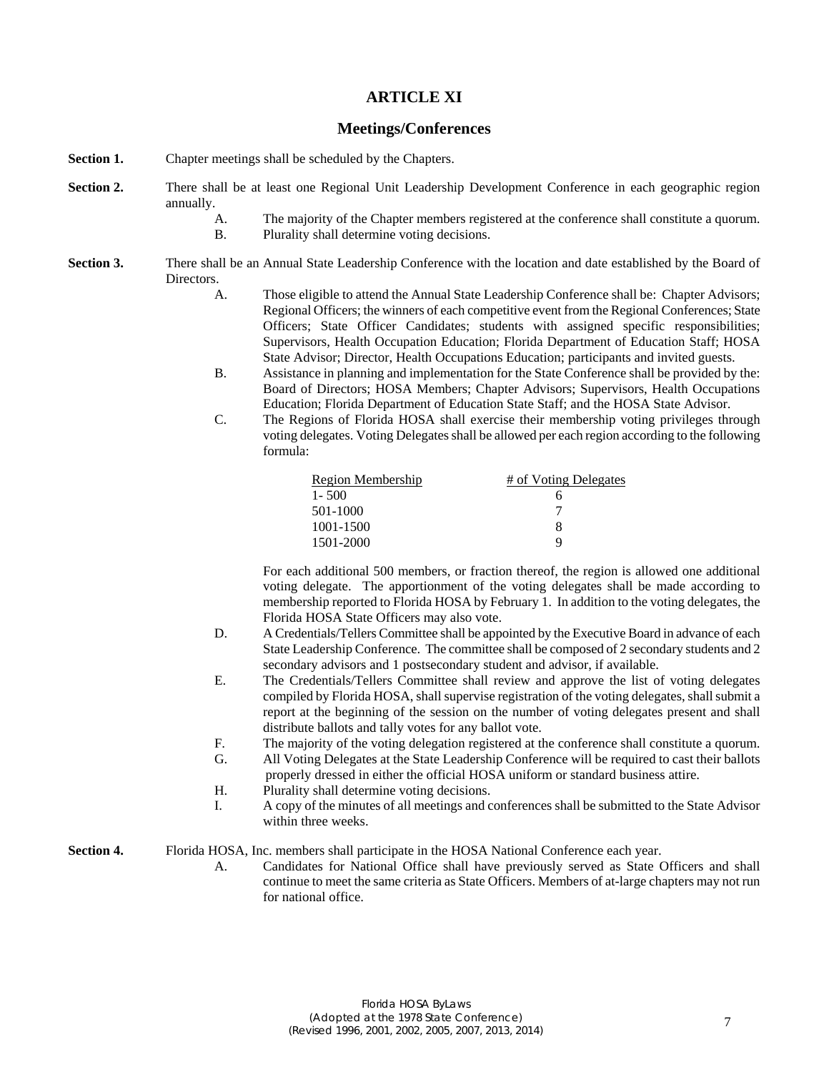# ARTICLE XI

## Meetings/Conferences

**Section 1.** Chapter meetings shall be scheduled by the Chapters.

**Section 2.** There shall be at least one Regional Unit Leadership Development Conference in each geographic region annually.

A. The majority of the Chapter members registered at the conference shall constitute a quorum.

B. Plurality shall determine voting decisions.

**Section 3.** There shall be an Annual State Leadership Conference with the location and date established by the Board of Directors.

A. Those eligible to attend the Annual State Leadership Conference shall be: Chapter Advisors; Regional Officers; the winners of each competitive event from the Regional Conferences; State Officers; State Officer Candidates; students with assigned specific responsibilities; Supervisors, Health Occupation Education; Florida Department of Education Staff; HOSA State Advisor; Director, Health Occupations Education; participants and invited guests.

B. Assistance in planning and implementation for the State Conference shall be provided by the: Board of Directors; HOSA Members; Chapter Advisors; Supervisors, Health Occupations Education; Florida Department of Education State Staff; and the HOSA State Advisor.

C. The Regions of Florida HOSA shall exercise their membership voting privileges through voting delegates. Voting Delegates shall be allowed per each region according to the following formula:

| Region Membership | # of Voting Delegates |
|---|---|
| 1- 500 | 6 |
| 501-1000 | 7 |
| 1001-1500 | 8 |
| 1501-2000 | 9 |

For each additional 500 members, or fraction thereof, the region is allowed one additional voting delegate. The apportionment of the voting delegates shall be made according to membership reported to Florida HOSA by February 1. In addition to the voting delegates, the Florida HOSA State Officers may also vote.

D. A Credentials/Tellers Committee shall be appointed by the Executive Board in advance of each State Leadership Conference. The committee shall be composed of 2 secondary students and 2 secondary advisors and 1 postsecondary student and advisor, if available.

E. The Credentials/Tellers Committee shall review and approve the list of voting delegates compiled by Florida HOSA, shall supervise registration of the voting delegates, shall submit a report at the beginning of the session on the number of voting delegates present and shall distribute ballots and tally votes for any ballot vote.

F. The majority of the voting delegation registered at the conference shall constitute a quorum.

G. All Voting Delegates at the State Leadership Conference will be required to cast their ballots properly dressed in either the official HOSA uniform or standard business attire.

H. Plurality shall determine voting decisions.

I. A copy of the minutes of all meetings and conferences shall be submitted to the State Advisor within three weeks.

**Section 4.** Florida HOSA, Inc. members shall participate in the HOSA National Conference each year.

A. Candidates for National Office shall have previously served as State Officers and shall continue to meet the same criteria as State Officers. Members of at-large chapters may not run for national office.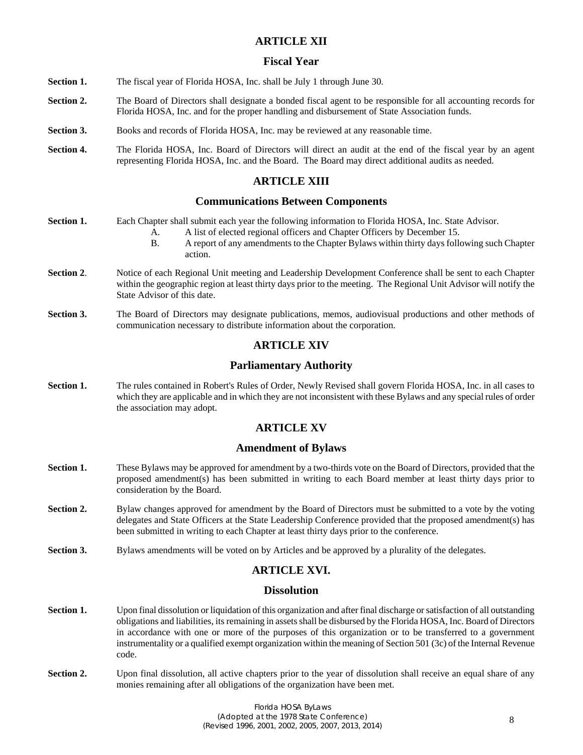## ARTICLE XII

### Fiscal Year

**Section 1.** The fiscal year of Florida HOSA, Inc. shall be July 1 through June 30.

**Section 2.** The Board of Directors shall designate a bonded fiscal agent to be responsible for all accounting records for Florida HOSA, Inc. and for the proper handling and disbursement of State Association funds.

**Section 3.** Books and records of Florida HOSA, Inc. may be reviewed at any reasonable time.

**Section 4.** The Florida HOSA, Inc. Board of Directors will direct an audit at the end of the fiscal year by an agent representing Florida HOSA, Inc. and the Board. The Board may direct additional audits as needed.

## ARTICLE XIII

### Communications Between Components

**Section 1.** Each Chapter shall submit each year the following information to Florida HOSA, Inc. State Advisor.

A. A list of elected regional officers and Chapter Officers by December 15.

B. A report of any amendments to the Chapter Bylaws within thirty days following such Chapter action.

**Section 2**. Notice of each Regional Unit meeting and Leadership Development Conference shall be sent to each Chapter within the geographic region at least thirty days prior to the meeting. The Regional Unit Advisor will notify the State Advisor of this date.

**Section 3.** The Board of Directors may designate publications, memos, audiovisual productions and other methods of communication necessary to distribute information about the corporation.

## ARTICLE XIV

### Parliamentary Authority

**Section 1.** The rules contained in Robert's Rules of Order, Newly Revised shall govern Florida HOSA, Inc. in all cases to which they are applicable and in which they are not inconsistent with these Bylaws and any special rules of order the association may adopt.

## ARTICLE XV

### Amendment of Bylaws

**Section 1.** These Bylaws may be approved for amendment by a two-thirds vote on the Board of Directors, provided that the proposed amendment(s) has been submitted in writing to each Board member at least thirty days prior to consideration by the Board.

**Section 2.** Bylaw changes approved for amendment by the Board of Directors must be submitted to a vote by the voting delegates and State Officers at the State Leadership Conference provided that the proposed amendment(s) has been submitted in writing to each Chapter at least thirty days prior to the conference.

**Section 3.** Bylaws amendments will be voted on by Articles and be approved by a plurality of the delegates.

## ARTICLE XVI.

### Dissolution

**Section 1.** Upon final dissolution or liquidation of this organization and after final discharge or satisfaction of all outstanding obligations and liabilities, its remaining in assets shall be disbursed by the Florida HOSA, Inc. Board of Directors in accordance with one or more of the purposes of this organization or to be transferred to a government instrumentality or a qualified exempt organization within the meaning of Section 501 (3c) of the Internal Revenue code.

**Section 2.** Upon final dissolution, all active chapters prior to the year of dissolution shall receive an equal share of any monies remaining after all obligations of the organization have been met.